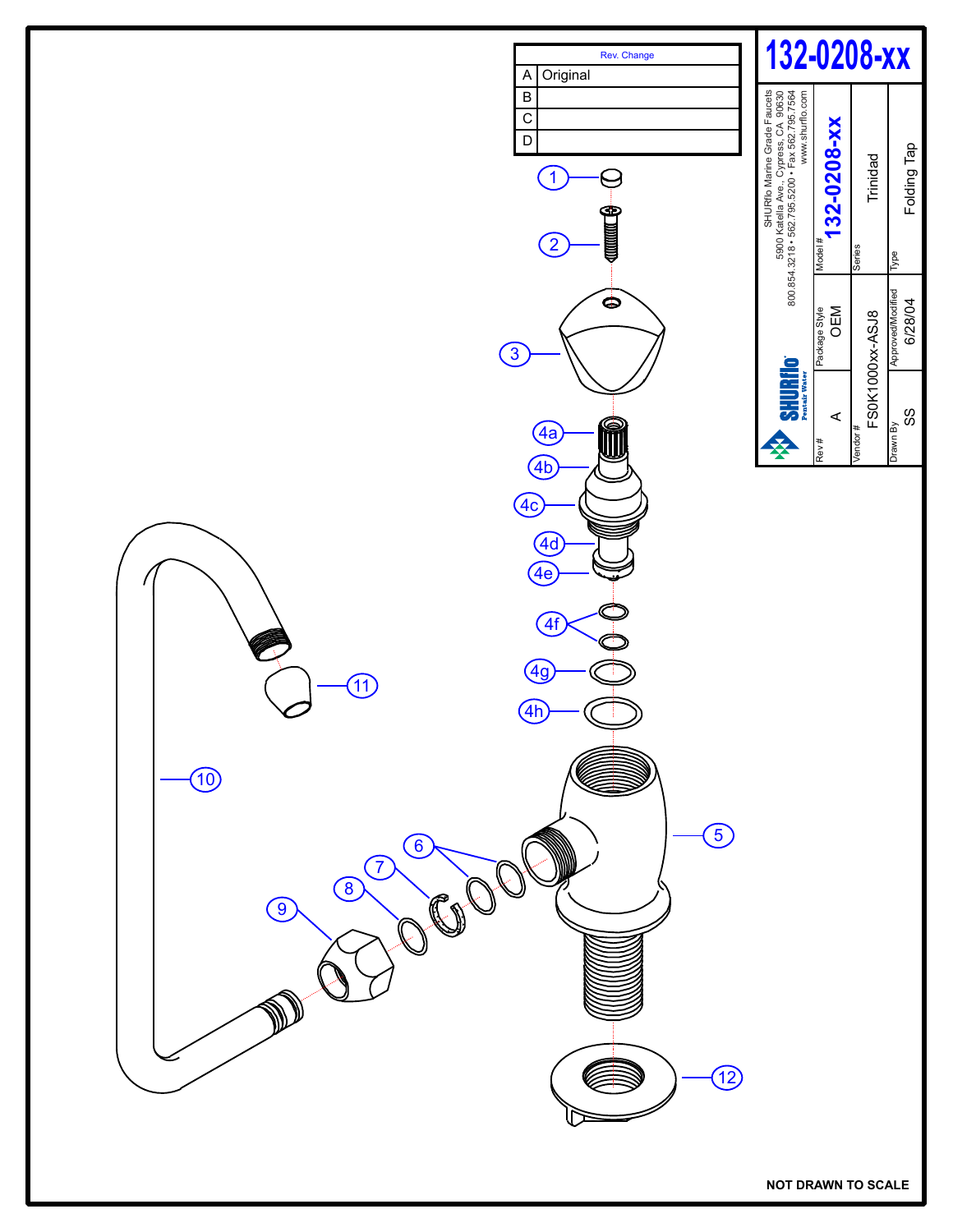# 132-0208-xx

| Rev. | Change |
|---|---|
| A | Original |
| B | |
| C | |
| D | |

SHURflo Marine Grade Faucets
5900 Katella Ave., Cypress, CA 90630
800.854.3218 • 562.795.5200 • Fax 562.795.7564
www.shurflo.com

SHURflo Pentair Water

| Rev # | Package Style | Model # |
|---|---|---|
| A | OEM | 132-0208-xx |

| Vendor # | Series |
|---|---|
| FS0K1000xx-ASJ8 | Trinidad |

| Drawn By | Approved/Modified | Type |
|---|---|---|
| SS | 6/28/04 | Folding Tap |

1, 2, 3, 4a, 4b, 4c, 4d, 4e, 4f, 4g, 4h, 5, 6, 7, 8, 9, 10, 11, 12

NOT DRAWN TO SCALE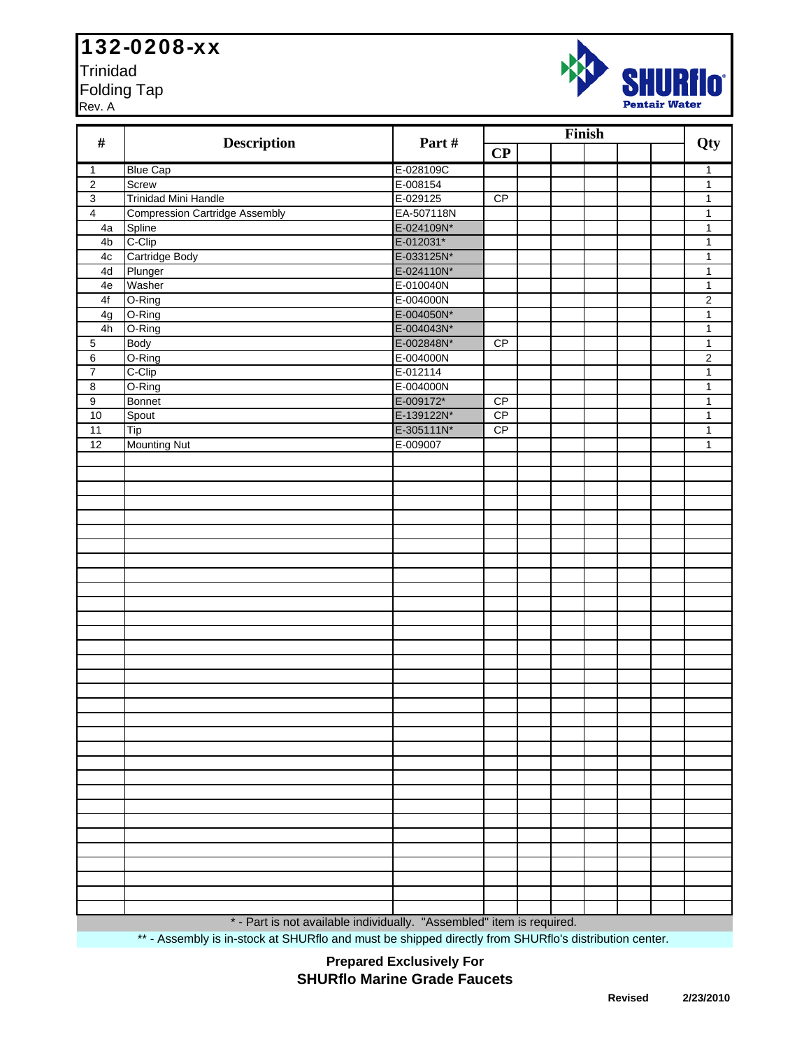# 132-0208-xx

Trinidad

Folding Tap

Rev. A

SHURflo Pentair Water

| # | Description | Part # | Finish | | | | | | Qty |
|---|---|---|---|---|---|---|---|---|---|
| | | | CP | | | | | | |
| 1 | Blue Cap | E-028109C | | | | | | | 1 |
| 2 | Screw | E-008154 | | | | | | | 1 |
| 3 | Trinidad Mini Handle | E-029125 | CP | | | | | | 1 |
| 4 | Compression Cartridge Assembly | EA-507118N | | | | | | | 1 |
| 4a | Spline | E-024109N* | | | | | | | 1 |
| 4b | C-Clip | E-012031* | | | | | | | 1 |
| 4c | Cartridge Body | E-033125N* | | | | | | | 1 |
| 4d | Plunger | E-024110N* | | | | | | | 1 |
| 4e | Washer | E-010040N | | | | | | | 1 |
| 4f | O-Ring | E-004000N | | | | | | | 2 |
| 4g | O-Ring | E-004050N* | | | | | | | 1 |
| 4h | O-Ring | E-004043N* | | | | | | | 1 |
| 5 | Body | E-002848N* | CP | | | | | | 1 |
| 6 | O-Ring | E-004000N | | | | | | | 2 |
| 7 | C-Clip | E-012114 | | | | | | | 1 |
| 8 | O-Ring | E-004000N | | | | | | | 1 |
| 9 | Bonnet | E-009172* | CP | | | | | | 1 |
| 10 | Spout | E-139122N* | CP | | | | | | 1 |
| 11 | Tip | E-305111N* | CP | | | | | | 1 |
| 12 | Mounting Nut | E-009007 | | | | | | | 1 |

* - Part is not available individually. "Assembled" item is required.

** - Assembly is in-stock at SHURflo and must be shipped directly from SHURflo's distribution center.

**Prepared Exclusively For**
**SHURflo Marine Grade Faucets**

**Revised** **2/23/2010**